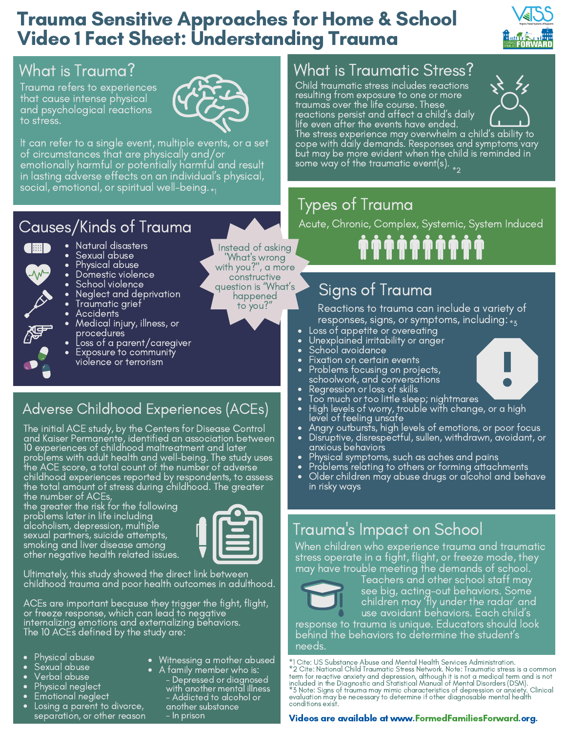# Trauma Sensitive Approaches for Home & School
# Video 1 Fact Sheet: Understanding Trauma

## What is Trauma?

Trauma refers to experiences that cause intense physical and psychological reactions to stress.

It can refer to a single event, multiple events, or a set of circumstances that are physically and/or emotionally harmful or potentially harmful and result in lasting adverse effects on an individual's physical, social, emotional, or spiritual well-being. *1

## What is Traumatic Stress?

Child traumatic stress includes reactions resulting from exposure to one or more traumas over the life course. These reactions persist and affect a child's daily life even after the events have ended. The stress experience may overwhelm a child's ability to cope with daily demands. Responses and symptoms vary but may be more evident when the child is reminded in some way of the traumatic event(s). *2

## Causes/Kinds of Trauma

- Natural disasters
- Sexual abuse
- Physical abuse
- Domestic violence
- School violence
- Neglect and deprivation
- Traumatic grief
- Accidents
- Medical injury, illness, or procedures
- Loss of a parent/caregiver
- Exposure to community violence or terrorism

Instead of asking "What's wrong with you?", a more constructive question is "What's happened to you?"

## Types of Trauma

Acute, Chronic, Complex, Systemic, System Induced

## Signs of Trauma

Reactions to trauma can include a variety of responses, signs, or symptoms, including: *3

- Loss of appetite or overeating
- Unexplained irritability or anger
- School avoidance
- Fixation on certain events
- Problems focusing on projects, schoolwork, and conversations
- Regression or loss of skills
- Too much or too little sleep; nightmares
- High levels of worry, trouble with change, or a high level of feeling unsafe
- Angry outbursts, high levels of emotions, or poor focus
- Disruptive, disrespectful, sullen, withdrawn, avoidant, or anxious behaviors
- Physical symptoms, such as aches and pains
- Problems relating to others or forming attachments
- Older children may abuse drugs or alcohol and behave in risky ways

## Adverse Childhood Experiences (ACEs)

The initial ACE study, by the Centers for Disease Control and Kaiser Permanente, identified an association between 10 experiences of childhood maltreatment and later problems with adult health and well-being. The study uses the ACE score, a total count of the number of adverse childhood experiences reported by respondents, to assess the total amount of stress during childhood. The greater the number of ACEs, the greater the risk for the following problems later in life including alcoholism, depression, multiple sexual partners, suicide attempts, smoking and liver disease among other negative health related issues.

Ultimately, this study showed the direct link between childhood trauma and poor health outcomes in adulthood.

ACEs are important because they trigger the fight, flight, or freeze response, which can lead to negative internalizing emotions and externalizing behaviors. The 10 ACEs defined by the study are:

- Physical abuse
- Sexual abuse
- Verbal abuse
- Physical neglect
- Emotional neglect
- Losing a parent to divorce, separation, or other reason
- Witnessing a mother abused
- A family member who is:
  - Depressed or diagnosed with another mental illness
  - Addicted to alcohol or another substance
  - In prison

## Trauma's Impact on School

When children who experience trauma and traumatic stress operate in a fight, flight, or freeze mode, they may have trouble meeting the demands of school. Teachers and other school staff may see big, acting-out behaviors. Some children may 'fly under the radar' and use avoidant behaviors. Each child's response to trauma is unique. Educators should look behind the behaviors to determine the student's needs.

*1 Cite: US Substance Abuse and Mental Health Services Administration.
*2 Cite: National Child Traumatic Stress Network. Note: Traumatic stress is a common term for reactive anxiety and depression, although it is not a medical term and is not included in the Diagnostic and Statistical Manual of Mental Disorders (DSM).
*3 Note: Signs of trauma may mimic characteristics of depression or anxiety. Clinical evaluation may be necessary to determine if other diagnosable mental health conditions exist.

**Videos are available at www.FormedFamiliesForward.org.**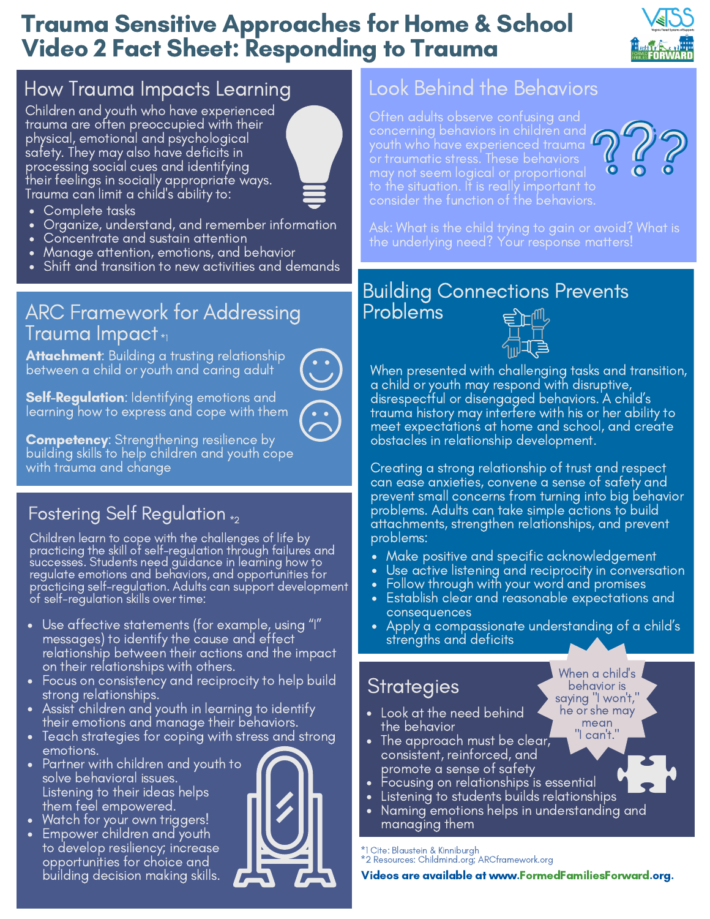# Trauma Sensitive Approaches for Home & School
# Video 2 Fact Sheet: Responding to Trauma

## How Trauma Impacts Learning

Children and youth who have experienced trauma are often preoccupied with their physical, emotional and psychological safety. They may also have deficits in processing social cues and identifying their feelings in socially appropriate ways. Trauma can limit a child's ability to:

- Complete tasks
- Organize, understand, and remember information
- Concentrate and sustain attention
- Manage attention, emotions, and behavior
- Shift and transition to new activities and demands

## ARC Framework for Addressing Trauma Impact *1

**Attachment**: Building a trusting relationship between a child or youth and caring adult

**Self-Regulation**: Identifying emotions and learning how to express and cope with them

**Competency**: Strengthening resilience by building skills to help children and youth cope with trauma and change

## Fostering Self Regulation *2

Children learn to cope with the challenges of life by practicing the skill of self-regulation through failures and successes. Students need guidance in learning how to regulate emotions and behaviors, and opportunities for practicing self-regulation. Adults can support development of self-regulation skills over time:

- Use affective statements (for example, using "I" messages) to identify the cause and effect relationship between their actions and the impact on their relationships with others.
- Focus on consistency and reciprocity to help build strong relationships.
- Assist children and youth in learning to identify their emotions and manage their behaviors.
- Teach strategies for coping with stress and strong emotions.
- Partner with children and youth to solve behavioral issues. Listening to their ideas helps them feel empowered.
- Watch for your own triggers!
- Empower children and youth to develop resiliency; increase opportunities for choice and building decision making skills.

## Look Behind the Behaviors

Often adults observe confusing and concerning behaviors in children and youth who have experienced trauma or traumatic stress. These behaviors may not seem logical or proportional to the situation. It is really important to consider the function of the behaviors.

Ask: What is the child trying to gain or avoid? What is the underlying need? Your response matters!

## Building Connections Prevents Problems

When presented with challenging tasks and transition, a child or youth may respond with disruptive, disrespectful or disengaged behaviors. A child's trauma history may interfere with his or her ability to meet expectations at home and school, and create obstacles in relationship development.

Creating a strong relationship of trust and respect can ease anxieties, convene a sense of safety and prevent small concerns from turning into big behavior problems. Adults can take simple actions to build attachments, strengthen relationships, and prevent problems:

- Make positive and specific acknowledgement
- Use active listening and reciprocity in conversation
- Follow through with your word and promises
- Establish clear and reasonable expectations and consequences
- Apply a compassionate understanding of a child's strengths and deficits

## Strategies

When a child's behavior is saying "I won't," he or she may mean "I can't."

- Look at the need behind the behavior
- The approach must be clear, consistent, reinforced, and promote a sense of safety
- Focusing on relationships is essential
- Listening to students builds relationships
- Naming emotions helps in understanding and managing them

*1 Cite: Blaustein & Kinniburgh
*2 Resources: Childmind.org; ARCframework.org

**Videos are available at www.FormedFamiliesForward.org.**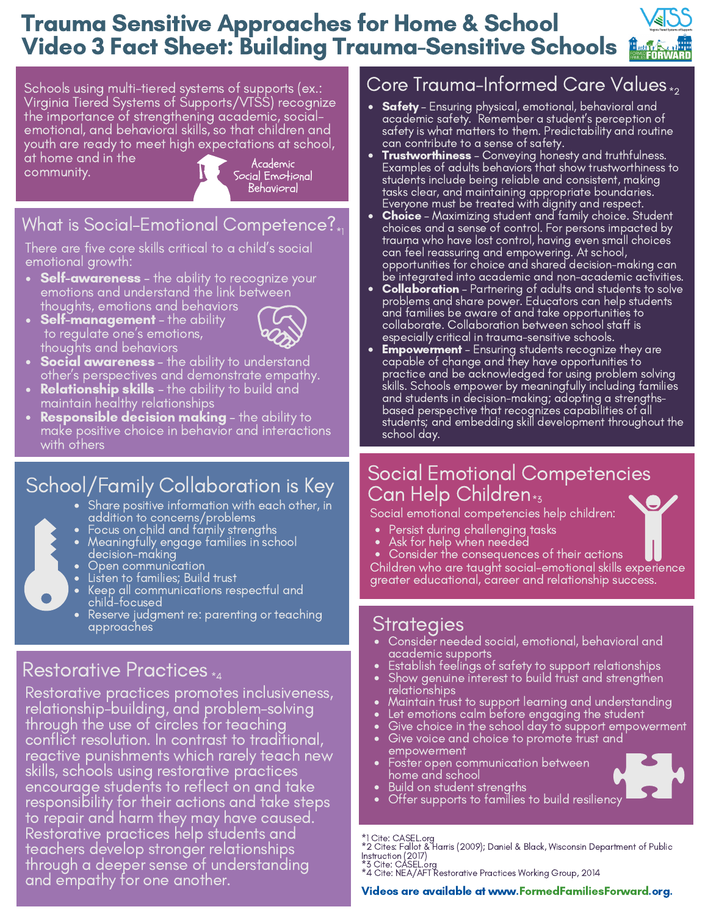# Trauma Sensitive Approaches for Home & School
# Video 3 Fact Sheet: Building Trauma-Sensitive Schools

Schools using multi-tiered systems of supports (ex.: Virginia Tiered Systems of Supports/VTSS) recognize the importance of strengthening academic, social-emotional, and behavioral skills, so that children and youth are ready to meet high expectations at school, at home and in the community.

Academic
Social Emotional
Behavioral

## What is Social-Emotional Competence? [1]

There are five core skills critical to a child's social emotional growth:

- **Self-awareness** – the ability to recognize your emotions and understand the link between thoughts, emotions and behaviors
- **Self-management** – the ability to regulate one's emotions, thoughts and behaviors
- **Social awareness** – the ability to understand other's perspectives and demonstrate empathy.
- **Relationship skills** – the ability to build and maintain healthy relationships
- **Responsible decision making** – the ability to make positive choice in behavior and interactions with others

## School/Family Collaboration is Key

- Share positive information with each other, in addition to concerns/problems
- Focus on child and family strengths
- Meaningfully engage families in school decision-making
- Open communication
- Listen to families; Build trust
- Keep all communications respectful and child-focused
- Reserve judgment re: parenting or teaching approaches

## Restorative Practices [4]

Restorative practices promotes inclusiveness, relationship-building, and problem-solving through the use of circles for teaching conflict resolution. In contrast to traditional, reactive punishments which rarely teach new skills, schools using restorative practices encourage students to reflect on and take responsibility for their actions and take steps to repair and harm they may have caused. Restorative practices help students and teachers develop stronger relationships through a deeper sense of understanding and empathy for one another.

## Core Trauma-Informed Care Values [2]

- **Safety** – Ensuring physical, emotional, behavioral and academic safety. Remember a student's perception of safety is what matters to them. Predictability and routine can contribute to a sense of safety.
- **Trustworthiness** – Conveying honesty and truthfulness. Examples of adults behaviors that show trustworthiness to students include being reliable and consistent, making tasks clear, and maintaining appropriate boundaries. Everyone must be treated with dignity and respect.
- **Choice** – Maximizing student and family choice. Student choices and a sense of control. For persons impacted by trauma who have lost control, having even small choices can feel reassuring and empowering. At school, opportunities for choice and shared decision-making can be integrated into academic and non-academic activities.
- **Collaboration** – Partnering of adults and students to solve problems and share power. Educators can help students and families be aware of and take opportunities to collaborate. Collaboration between school staff is especially critical in trauma-sensitive schools.
- **Empowerment** – Ensuring students recognize they are capable of change and they have opportunities to practice and be acknowledged for using problem solving skills. Schools empower by meaningfully including families and students in decision-making; adopting a strengths-based perspective that recognizes capabilities of all students; and embedding skill development throughout the school day.

## Social Emotional Competencies Can Help Children [3]

Social emotional competencies help children:

- Persist during challenging tasks
- Ask for help when needed
- Consider the consequences of their actions

Children who are taught social-emotional skills experience greater educational, career and relationship success.

## Strategies

- Consider needed social, emotional, behavioral and academic supports
- Establish feelings of safety to support relationships
- Show genuine interest to build trust and strengthen relationships
- Maintain trust to support learning and understanding
- Let emotions calm before engaging the student
- Give choice in the school day to support empowerment
- Give voice and choice to promote trust and empowerment
- Foster open communication between home and school
- Build on student strengths
- Offer supports to families to build resiliency

*1 Cite: CASEL.org
*2 Cites: Fallot & Harris (2009); Daniel & Black, Wisconsin Department of Public Instruction (2017)
*3 Cite: CASEL.org
*4 Cite: NEA/AFT Restorative Practices Working Group, 2014

**Videos are available at www.FormedFamiliesForward.org.**